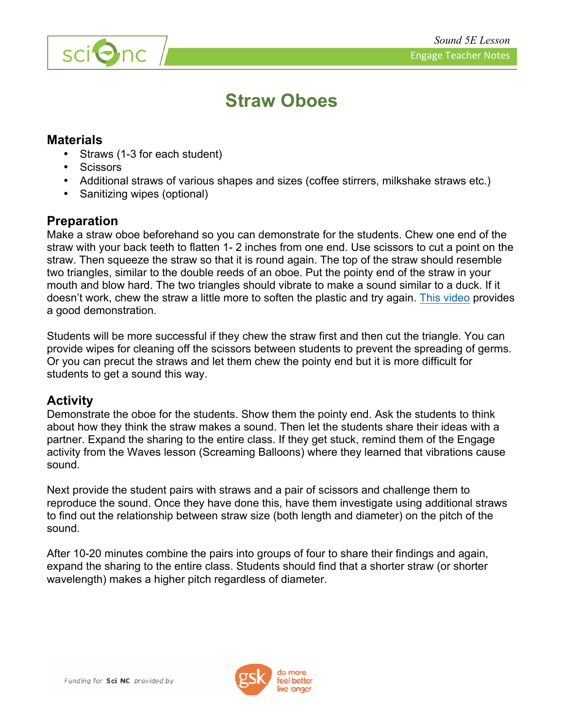# Straw Oboes

## Materials

- Straws (1-3 for each student)
- Scissors
- Additional straws of various shapes and sizes (coffee stirrers, milkshake straws etc.)
- Sanitizing wipes (optional)

## Preparation

Make a straw oboe beforehand so you can demonstrate for the students. Chew one end of the straw with your back teeth to flatten 1- 2 inches from one end. Use scissors to cut a point on the straw. Then squeeze the straw so that it is round again. The top of the straw should resemble two triangles, similar to the double reeds of an oboe. Put the pointy end of the straw in your mouth and blow hard. The two triangles should vibrate to make a sound similar to a duck. If it doesn't work, chew the straw a little more to soften the plastic and try again. This video provides a good demonstration.

Students will be more successful if they chew the straw first and then cut the triangle. You can provide wipes for cleaning off the scissors between students to prevent the spreading of germs. Or you can precut the straws and let them chew the pointy end but it is more difficult for students to get a sound this way.

## Activity

Demonstrate the oboe for the students. Show them the pointy end. Ask the students to think about how they think the straw makes a sound. Then let the students share their ideas with a partner. Expand the sharing to the entire class. If they get stuck, remind them of the Engage activity from the Waves lesson (Screaming Balloons) where they learned that vibrations cause sound.

Next provide the student pairs with straws and a pair of scissors and challenge them to reproduce the sound. Once they have done this, have them investigate using additional straws to find out the relationship between straw size (both length and diameter) on the pitch of the sound.

After 10-20 minutes combine the pairs into groups of four to share their findings and again, expand the sharing to the entire class. Students should find that a shorter straw (or shorter wavelength) makes a higher pitch regardless of diameter.

Funding for **Sci NC** provided by gsk do more feel better live longer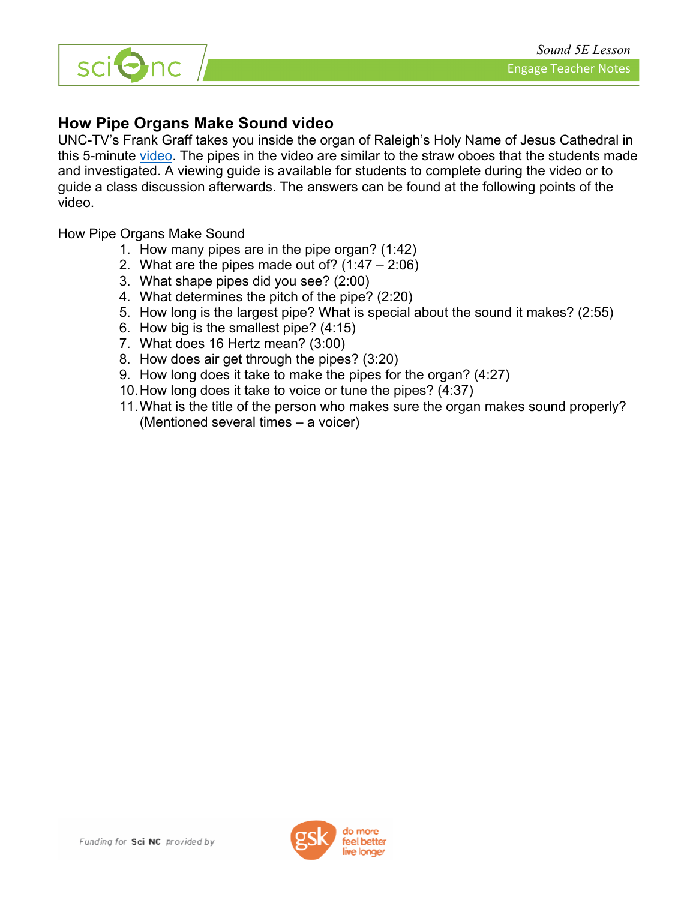## How Pipe Organs Make Sound video

UNC-TV's Frank Graff takes you inside the organ of Raleigh's Holy Name of Jesus Cathedral in this 5-minute video. The pipes in the video are similar to the straw oboes that the students made and investigated. A viewing guide is available for students to complete during the video or to guide a class discussion afterwards. The answers can be found at the following points of the video.

How Pipe Organs Make Sound

1. How many pipes are in the pipe organ? (1:42)
2. What are the pipes made out of? (1:47 – 2:06)
3. What shape pipes did you see? (2:00)
4. What determines the pitch of the pipe? (2:20)
5. How long is the largest pipe? What is special about the sound it makes? (2:55)
6. How big is the smallest pipe? (4:15)
7. What does 16 Hertz mean? (3:00)
8. How does air get through the pipes? (3:20)
9. How long does it take to make the pipes for the organ? (4:27)
10. How long does it take to voice or tune the pipes? (4:37)
11. What is the title of the person who makes sure the organ makes sound properly? (Mentioned several times – a voicer)